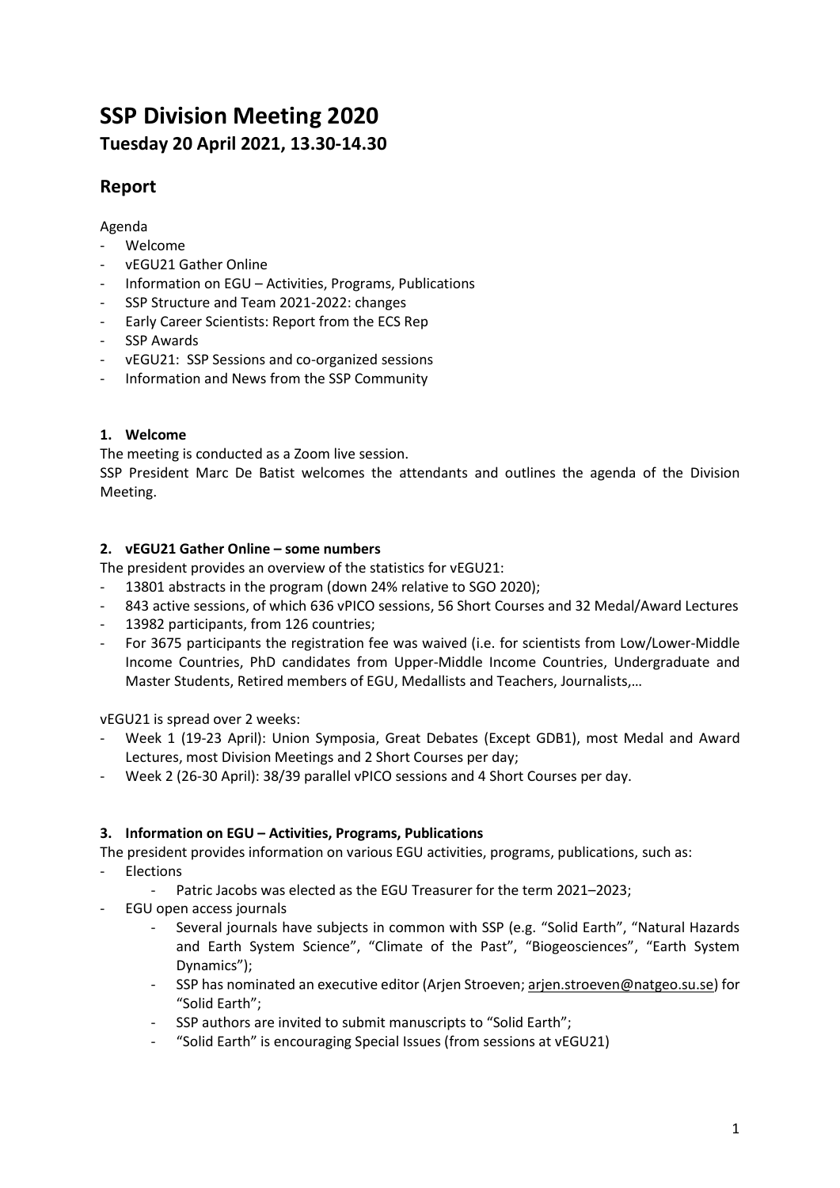# SSP Division Meeting 2020

## Tuesday 20 April 2021, 13.30-14.30

## Report

Agenda

- Welcome
- vEGU21 Gather Online
- Information on EGU – Activities, Programs, Publications
- SSP Structure and Team 2021-2022: changes
- Early Career Scientists: Report from the ECS Rep
- SSP Awards
- vEGU21: SSP Sessions and co-organized sessions
- Information and News from the SSP Community

### 1. Welcome

The meeting is conducted as a Zoom live session.

SSP President Marc De Batist welcomes the attendants and outlines the agenda of the Division Meeting.

### 2. vEGU21 Gather Online – some numbers

The president provides an overview of the statistics for vEGU21:

- 13801 abstracts in the program (down 24% relative to SGO 2020);
- 843 active sessions, of which 636 vPICO sessions, 56 Short Courses and 32 Medal/Award Lectures
- 13982 participants, from 126 countries;
- For 3675 participants the registration fee was waived (i.e. for scientists from Low/Lower-Middle Income Countries, PhD candidates from Upper-Middle Income Countries, Undergraduate and Master Students, Retired members of EGU, Medallists and Teachers, Journalists,…

vEGU21 is spread over 2 weeks:

- Week 1 (19-23 April): Union Symposia, Great Debates (Except GDB1), most Medal and Award Lectures, most Division Meetings and 2 Short Courses per day;
- Week 2 (26-30 April): 38/39 parallel vPICO sessions and 4 Short Courses per day.

### 3. Information on EGU – Activities, Programs, Publications

The president provides information on various EGU activities, programs, publications, such as:

- Elections
    - Patric Jacobs was elected as the EGU Treasurer for the term 2021–2023;
- EGU open access journals
    - Several journals have subjects in common with SSP (e.g. "Solid Earth", "Natural Hazards and Earth System Science", "Climate of the Past", "Biogeosciences", "Earth System Dynamics");
    - SSP has nominated an executive editor (Arjen Stroeven; arjen.stroeven@natgeo.su.se) for "Solid Earth";
    - SSP authors are invited to submit manuscripts to "Solid Earth";
    - "Solid Earth" is encouraging Special Issues (from sessions at vEGU21)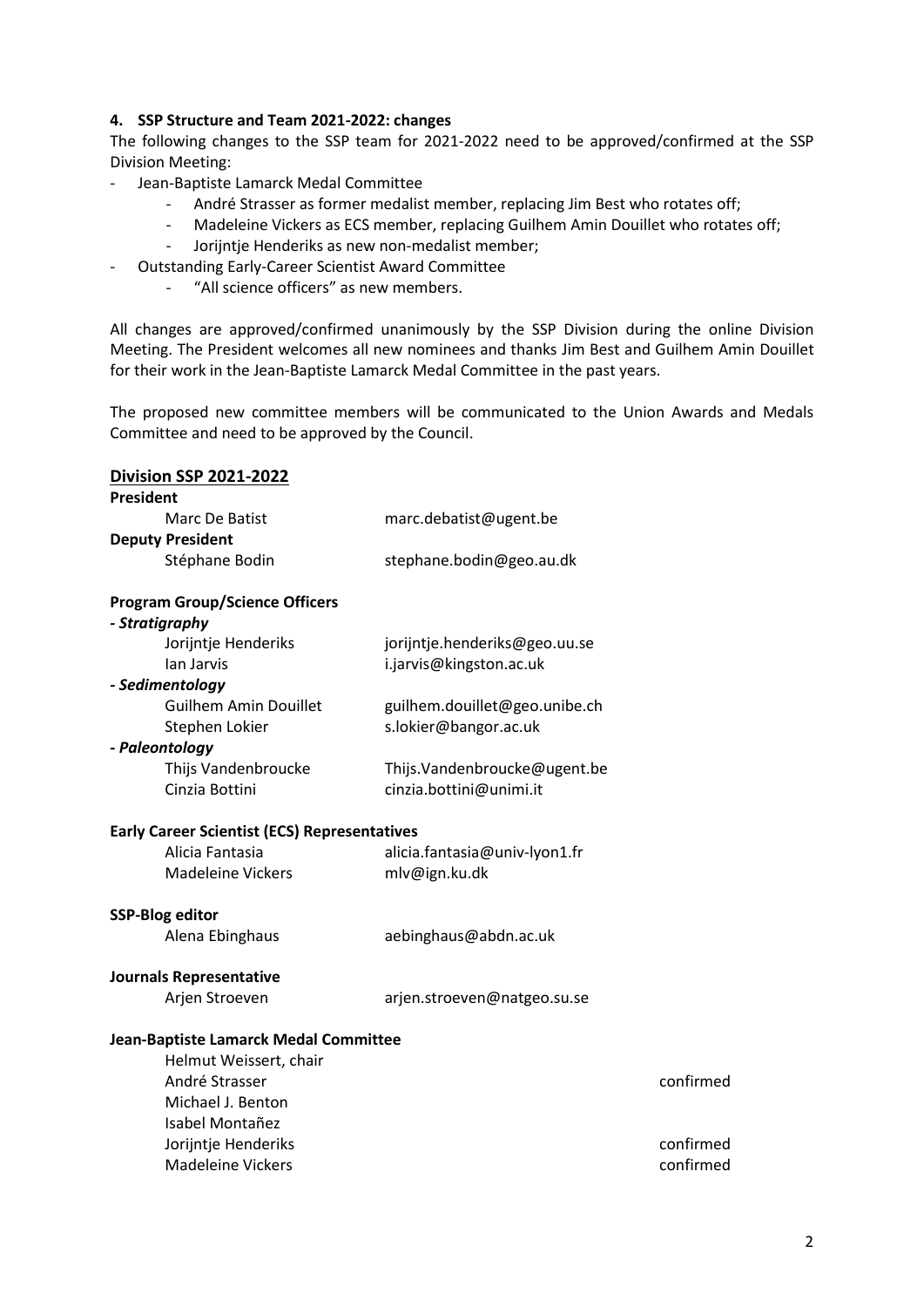### 4. SSP Structure and Team 2021-2022: changes

The following changes to the SSP team for 2021-2022 need to be approved/confirmed at the SSP Division Meeting:

- Jean-Baptiste Lamarck Medal Committee
  - André Strasser as former medalist member, replacing Jim Best who rotates off;
  - Madeleine Vickers as ECS member, replacing Guilhem Amin Douillet who rotates off;
  - Jorijntje Henderiks as new non-medalist member;
- Outstanding Early-Career Scientist Award Committee
  - "All science officers" as new members.

All changes are approved/confirmed unanimously by the SSP Division during the online Division Meeting. The President welcomes all new nominees and thanks Jim Best and Guilhem Amin Douillet for their work in the Jean-Baptiste Lamarck Medal Committee in the past years.

The proposed new committee members will be communicated to the Union Awards and Medals Committee and need to be approved by the Council.

## Division SSP 2021-2022

**President**

| | | |
|---|---|---|
| Marc De Batist | marc.debatist@ugent.be | |

**Deputy President**

| | | |
|---|---|---|
| Stéphane Bodin | stephane.bodin@geo.au.dk | |

**Program Group/Science Officers**

***- Stratigraphy***

| | | |
|---|---|---|
| Jorijntje Henderiks | jorijntje.henderiks@geo.uu.se | |
| Ian Jarvis | i.jarvis@kingston.ac.uk | |

***- Sedimentology***

| | | |
|---|---|---|
| Guilhem Amin Douillet | guilhem.douillet@geo.unibe.ch | |
| Stephen Lokier | s.lokier@bangor.ac.uk | |

***- Paleontology***

| | | |
|---|---|---|
| Thijs Vandenbroucke | Thijs.Vandenbroucke@ugent.be | |
| Cinzia Bottini | cinzia.bottini@unimi.it | |

**Early Career Scientist (ECS) Representatives**

| | | |
|---|---|---|
| Alicia Fantasia | alicia.fantasia@univ-lyon1.fr | |
| Madeleine Vickers | mlv@ign.ku.dk | |

**SSP-Blog editor**

| | | |
|---|---|---|
| Alena Ebinghaus | aebinghaus@abdn.ac.uk | |

**Journals Representative**

| | | |
|---|---|---|
| Arjen Stroeven | arjen.stroeven@natgeo.su.se | |

**Jean-Baptiste Lamarck Medal Committee**

| | | |
|---|---|---|
| Helmut Weissert, chair | | |
| André Strasser | | confirmed |
| Michael J. Benton | | |
| Isabel Montañez | | |
| Jorijntje Henderiks | | confirmed |
| Madeleine Vickers | | confirmed |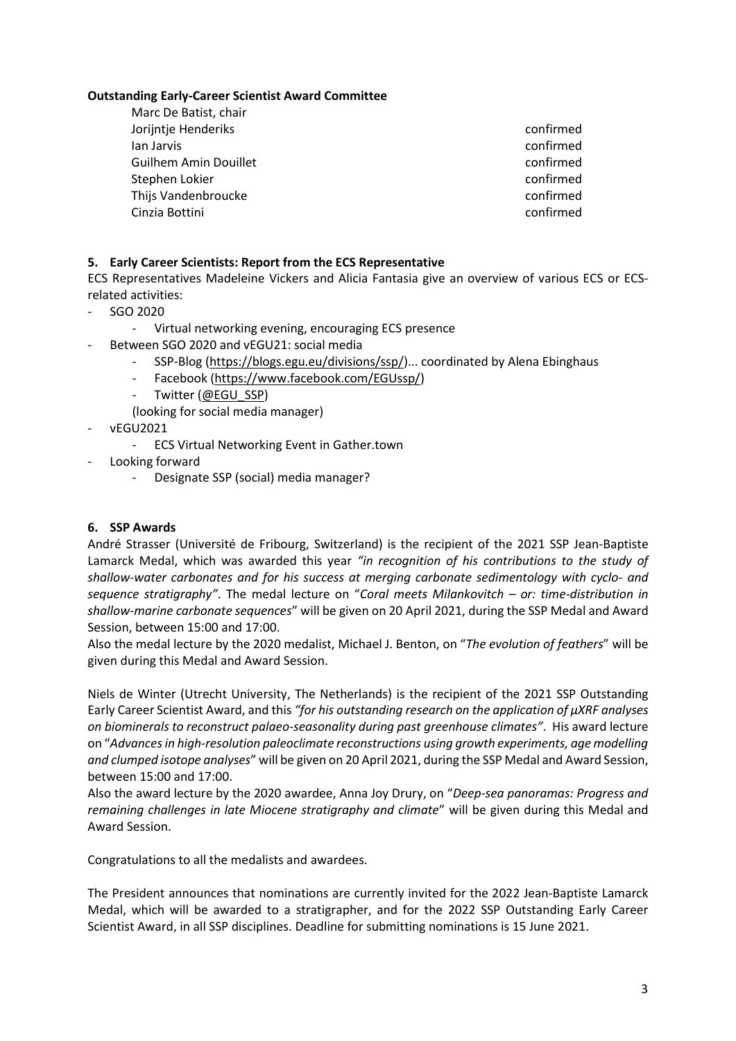**Outstanding Early-Career Scientist Award Committee**

| | |
|---|---|
| Marc De Batist, chair | |
| Jorijntje Henderiks | confirmed |
| Ian Jarvis | confirmed |
| Guilhem Amin Douillet | confirmed |
| Stephen Lokier | confirmed |
| Thijs Vandenbroucke | confirmed |
| Cinzia Bottini | confirmed |

## 5. Early Career Scientists: Report from the ECS Representative

ECS Representatives Madeleine Vickers and Alicia Fantasia give an overview of various ECS or ECS-related activities:

- SGO 2020
    - Virtual networking evening, encouraging ECS presence
- Between SGO 2020 and vEGU21: social media
    - SSP-Blog (https://blogs.egu.eu/divisions/ssp/)... coordinated by Alena Ebinghaus
    - Facebook (https://www.facebook.com/EGUssp/)
    - Twitter (@EGU_SSP)

    (looking for social media manager)
- vEGU2021
    - ECS Virtual Networking Event in Gather.town
- Looking forward
    - Designate SSP (social) media manager?

## 6. SSP Awards

André Strasser (Université de Fribourg, Switzerland) is the recipient of the 2021 SSP Jean-Baptiste Lamarck Medal, which was awarded this year *"in recognition of his contributions to the study of shallow-water carbonates and for his success at merging carbonate sedimentology with cyclo- and sequence stratigraphy"*. The medal lecture on "*Coral meets Milankovitch – or: time-distribution in shallow-marine carbonate sequences*" will be given on 20 April 2021, during the SSP Medal and Award Session, between 15:00 and 17:00.

Also the medal lecture by the 2020 medalist, Michael J. Benton, on "*The evolution of feathers*" will be given during this Medal and Award Session.

Niels de Winter (Utrecht University, The Netherlands) is the recipient of the 2021 SSP Outstanding Early Career Scientist Award, and this *"for his outstanding research on the application of µXRF analyses on biominerals to reconstruct palaeo-seasonality during past greenhouse climates"*. His award lecture on "*Advances in high-resolution paleoclimate reconstructions using growth experiments, age modelling and clumped isotope analyses*" will be given on 20 April 2021, during the SSP Medal and Award Session, between 15:00 and 17:00.

Also the award lecture by the 2020 awardee, Anna Joy Drury, on "*Deep-sea panoramas: Progress and remaining challenges in late Miocene stratigraphy and climate*" will be given during this Medal and Award Session.

Congratulations to all the medalists and awardees.

The President announces that nominations are currently invited for the 2022 Jean-Baptiste Lamarck Medal, which will be awarded to a stratigrapher, and for the 2022 SSP Outstanding Early Career Scientist Award, in all SSP disciplines. Deadline for submitting nominations is 15 June 2021.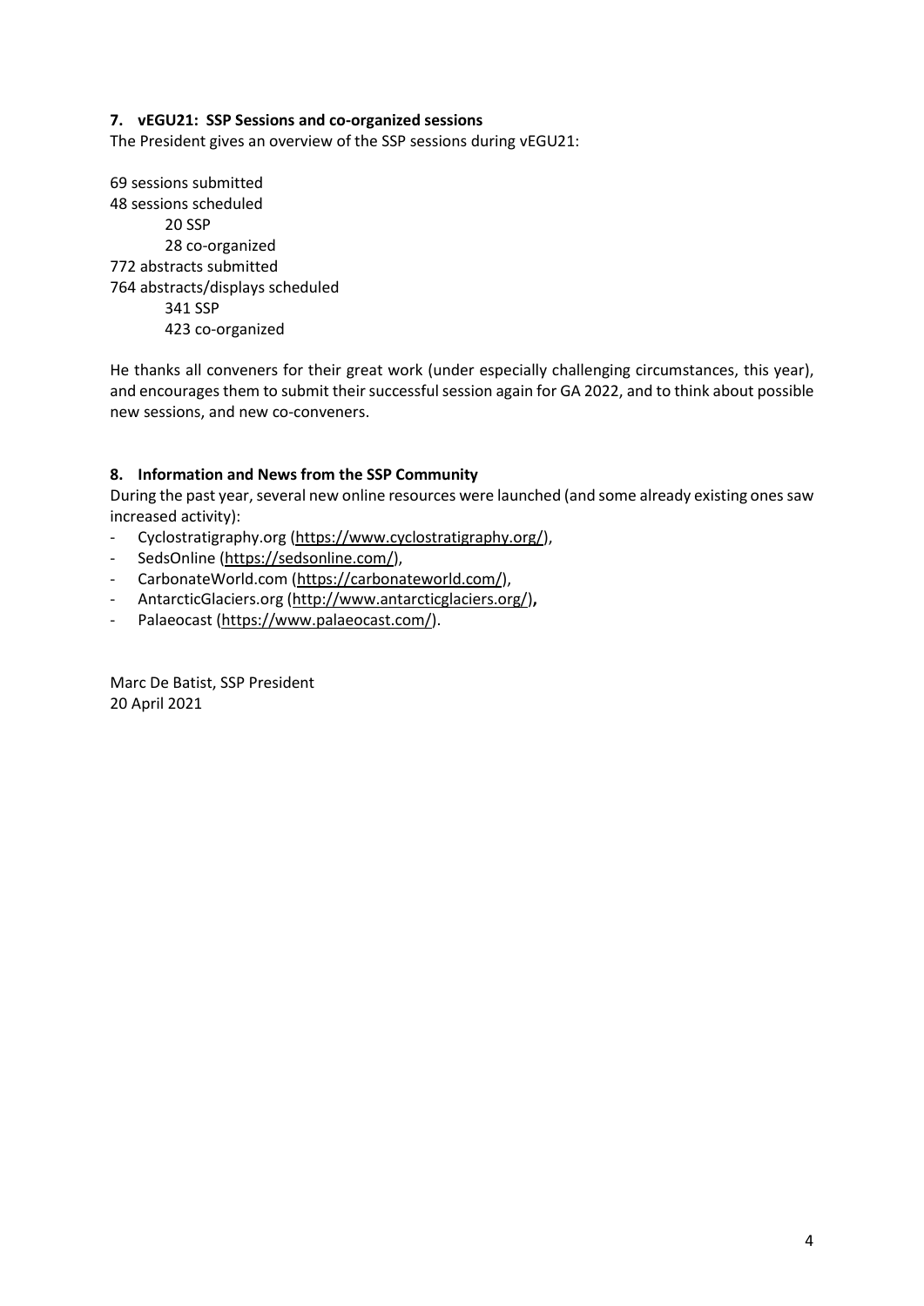### 7. vEGU21: SSP Sessions and co-organized sessions

The President gives an overview of the SSP sessions during vEGU21:

69 sessions submitted
48 sessions scheduled
  20 SSP
  28 co-organized
772 abstracts submitted
764 abstracts/displays scheduled
  341 SSP
  423 co-organized

He thanks all conveners for their great work (under especially challenging circumstances, this year), and encourages them to submit their successful session again for GA 2022, and to think about possible new sessions, and new co-conveners.

### 8. Information and News from the SSP Community

During the past year, several new online resources were launched (and some already existing ones saw increased activity):

- Cyclostratigraphy.org (https://www.cyclostratigraphy.org/),
- SedsOnline (https://sedsonline.com/),
- CarbonateWorld.com (https://carbonateworld.com/),
- AntarcticGlaciers.org (http://www.antarcticglaciers.org/),
- Palaeocast (https://www.palaeocast.com/).

Marc De Batist, SSP President
20 April 2021